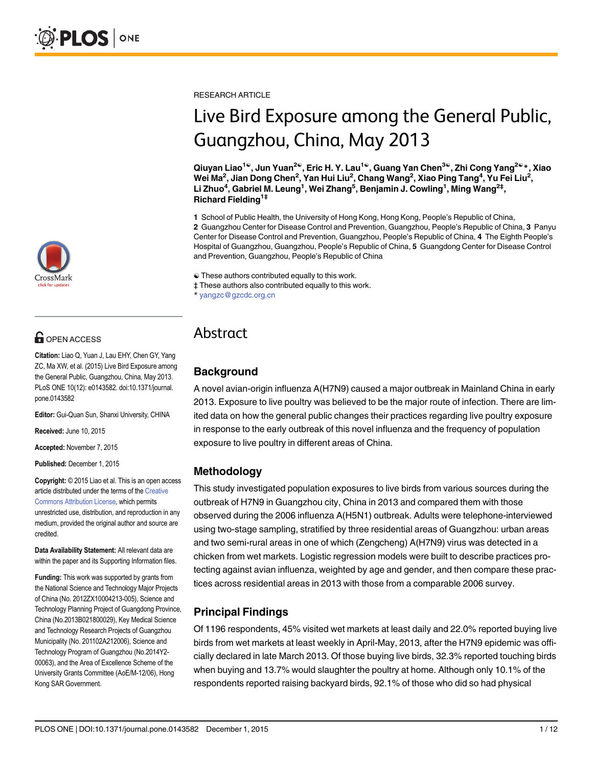RESEARCH ARTICLE

# Live Bird Exposure among the General Public, Guangzhou, China, May 2013

**Qiuyan Liao[1☯], Jun Yuan[2☯], Eric H. Y. Lau[1☯], Guang Yan Chen[3☯], Zhi Cong Yang[2☯*], Xiao Wei Ma[2], Jian Dong Chen[2], Yan Hui Liu[2], Chang Wang[2], Xiao Ping Tang[4], Yu Fei Liu[2], Li Zhuo[4], Gabriel M. Leung[1], Wei Zhang[5], Benjamin J. Cowling[1], Ming Wang[2‡], Richard Fielding[1‡]**

**1** School of Public Health, the University of Hong Kong, Hong Kong, People's Republic of China, **2** Guangzhou Center for Disease Control and Prevention, Guangzhou, People's Republic of China, **3** Panyu Center for Disease Control and Prevention, Guangzhou, People's Republic of China, **4** The Eighth People's Hospital of Guangzhou, Guangzhou, People's Republic of China, **5** Guangdong Center for Disease Control and Prevention, Guangzhou, People's Republic of China

☯ These authors contributed equally to this work.
‡ These authors also contributed equally to this work.
* yangzc@gzcdc.org.cn

OPEN ACCESS

**Citation:** Liao Q, Yuan J, Lau EHY, Chen GY, Yang ZC, Ma XW, et al. (2015) Live Bird Exposure among the General Public, Guangzhou, China, May 2013. PLoS ONE 10(12): e0143582. doi:10.1371/journal.pone.0143582

**Editor:** Gui-Quan Sun, Shanxi University, CHINA

**Received:** June 10, 2015

**Accepted:** November 7, 2015

**Published:** December 1, 2015

**Copyright:** © 2015 Liao et al. This is an open access article distributed under the terms of the Creative Commons Attribution License, which permits unrestricted use, distribution, and reproduction in any medium, provided the original author and source are credited.

**Data Availability Statement:** All relevant data are within the paper and its Supporting Information files.

**Funding:** This work was supported by grants from the National Science and Technology Major Projects of China (No. 2012ZX10004213-005), Science and Technology Planning Project of Guangdong Province, China (No.2013B021800029), Key Medical Science and Technology Research Projects of Guangzhou Municipality (No. 201102A212006), Science and Technology Program of Guangzhou (No.2014Y2-00063), and the Area of Excellence Scheme of the University Grants Committee (AoE/M-12/06), Hong Kong SAR Government.

## Abstract

### Background

A novel avian-origin influenza A(H7N9) caused a major outbreak in Mainland China in early 2013. Exposure to live poultry was believed to be the major route of infection. There are limited data on how the general public changes their practices regarding live poultry exposure in response to the early outbreak of this novel influenza and the frequency of population exposure to live poultry in different areas of China.

### Methodology

This study investigated population exposures to live birds from various sources during the outbreak of H7N9 in Guangzhou city, China in 2013 and compared them with those observed during the 2006 influenza A(H5N1) outbreak. Adults were telephone-interviewed using two-stage sampling, stratified by three residential areas of Guangzhou: urban areas and two semi-rural areas in one of which (Zengcheng) A(H7N9) virus was detected in a chicken from wet markets. Logistic regression models were built to describe practices protecting against avian influenza, weighted by age and gender, and then compare these practices across residential areas in 2013 with those from a comparable 2006 survey.

### Principal Findings

Of 1196 respondents, 45% visited wet markets at least daily and 22.0% reported buying live birds from wet markets at least weekly in April-May, 2013, after the H7N9 epidemic was officially declared in late March 2013. Of those buying live birds, 32.3% reported touching birds when buying and 13.7% would slaughter the poultry at home. Although only 10.1% of the respondents reported raising backyard birds, 92.1% of those who did so had physical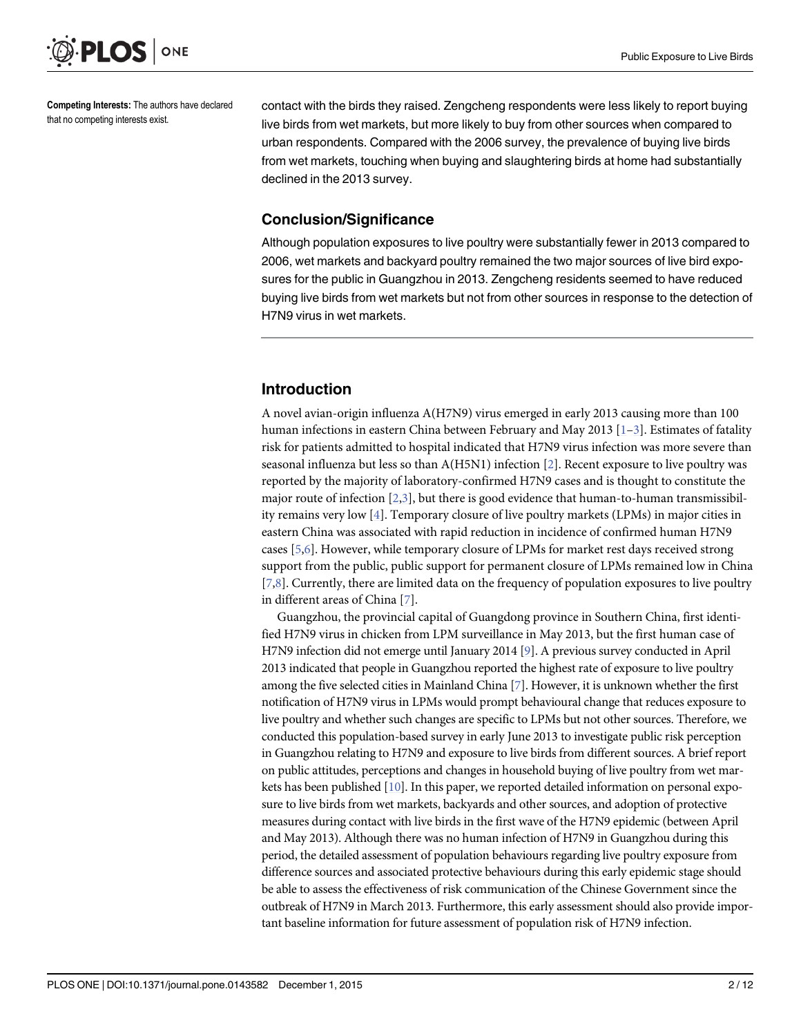**Competing Interests:** The authors have declared that no competing interests exist.

contact with the birds they raised. Zengcheng respondents were less likely to report buying live birds from wet markets, but more likely to buy from other sources when compared to urban respondents. Compared with the 2006 survey, the prevalence of buying live birds from wet markets, touching when buying and slaughtering birds at home had substantially declined in the 2013 survey.

### Conclusion/Significance

Although population exposures to live poultry were substantially fewer in 2013 compared to 2006, wet markets and backyard poultry remained the two major sources of live bird exposures for the public in Guangzhou in 2013. Zengcheng residents seemed to have reduced buying live birds from wet markets but not from other sources in response to the detection of H7N9 virus in wet markets.

## Introduction

A novel avian-origin influenza A(H7N9) virus emerged in early 2013 causing more than 100 human infections in eastern China between February and May 2013 [1–3]. Estimates of fatality risk for patients admitted to hospital indicated that H7N9 virus infection was more severe than seasonal influenza but less so than A(H5N1) infection [2]. Recent exposure to live poultry was reported by the majority of laboratory-confirmed H7N9 cases and is thought to constitute the major route of infection [2,3], but there is good evidence that human-to-human transmissibility remains very low [4]. Temporary closure of live poultry markets (LPMs) in major cities in eastern China was associated with rapid reduction in incidence of confirmed human H7N9 cases [5,6]. However, while temporary closure of LPMs for market rest days received strong support from the public, public support for permanent closure of LPMs remained low in China [7,8]. Currently, there are limited data on the frequency of population exposures to live poultry in different areas of China [7].

Guangzhou, the provincial capital of Guangdong province in Southern China, first identified H7N9 virus in chicken from LPM surveillance in May 2013, but the first human case of H7N9 infection did not emerge until January 2014 [9]. A previous survey conducted in April 2013 indicated that people in Guangzhou reported the highest rate of exposure to live poultry among the five selected cities in Mainland China [7]. However, it is unknown whether the first notification of H7N9 virus in LPMs would prompt behavioural change that reduces exposure to live poultry and whether such changes are specific to LPMs but not other sources. Therefore, we conducted this population-based survey in early June 2013 to investigate public risk perception in Guangzhou relating to H7N9 and exposure to live birds from different sources. A brief report on public attitudes, perceptions and changes in household buying of live poultry from wet markets has been published [10]. In this paper, we reported detailed information on personal exposure to live birds from wet markets, backyards and other sources, and adoption of protective measures during contact with live birds in the first wave of the H7N9 epidemic (between April and May 2013). Although there was no human infection of H7N9 in Guangzhou during this period, the detailed assessment of population behaviours regarding live poultry exposure from difference sources and associated protective behaviours during this early epidemic stage should be able to assess the effectiveness of risk communication of the Chinese Government since the outbreak of H7N9 in March 2013. Furthermore, this early assessment should also provide important baseline information for future assessment of population risk of H7N9 infection.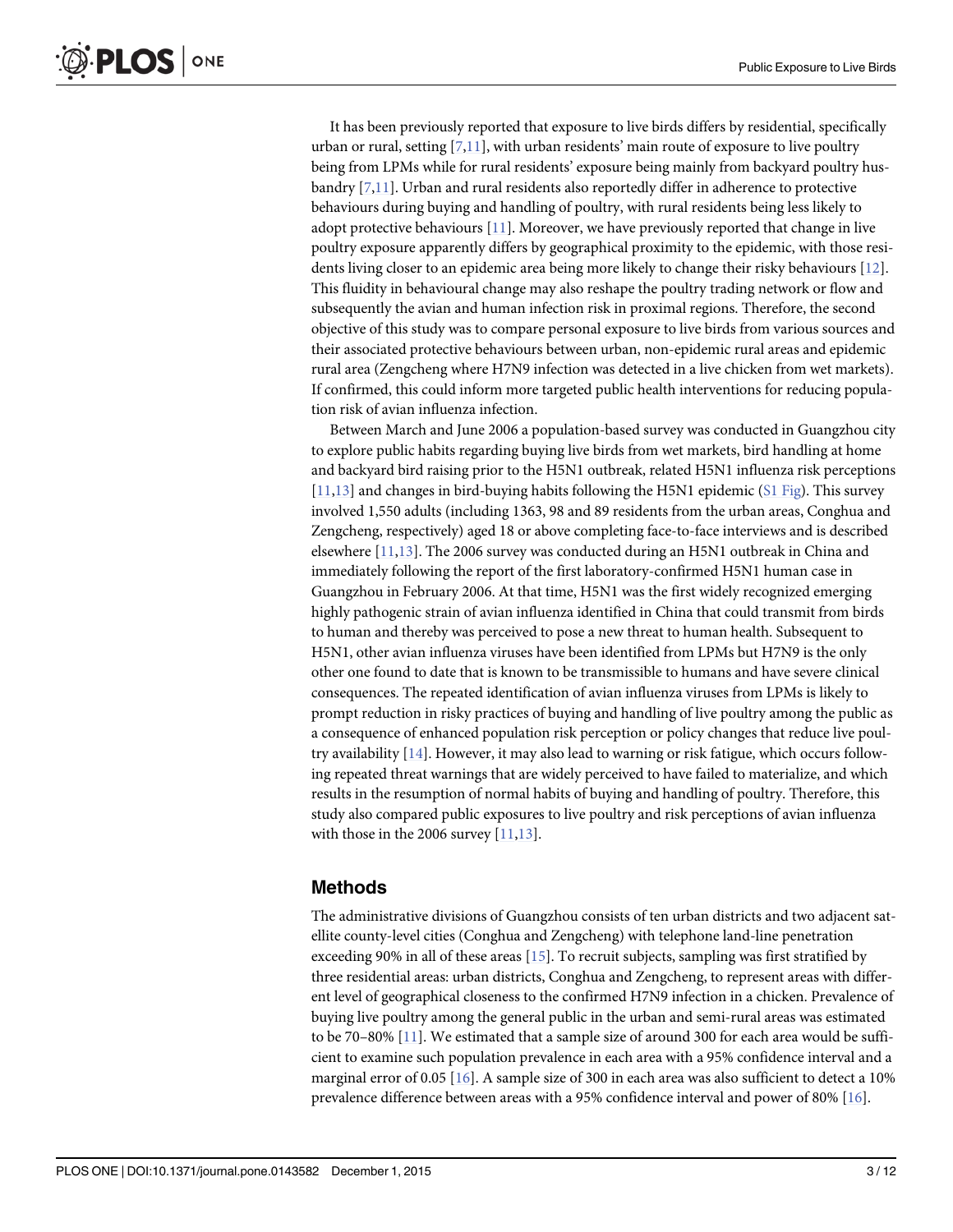It has been previously reported that exposure to live birds differs by residential, specifically urban or rural, setting [7,11], with urban residents' main route of exposure to live poultry being from LPMs while for rural residents' exposure being mainly from backyard poultry husbandry [7,11]. Urban and rural residents also reportedly differ in adherence to protective behaviours during buying and handling of poultry, with rural residents being less likely to adopt protective behaviours [11]. Moreover, we have previously reported that change in live poultry exposure apparently differs by geographical proximity to the epidemic, with those residents living closer to an epidemic area being more likely to change their risky behaviours [12]. This fluidity in behavioural change may also reshape the poultry trading network or flow and subsequently the avian and human infection risk in proximal regions. Therefore, the second objective of this study was to compare personal exposure to live birds from various sources and their associated protective behaviours between urban, non-epidemic rural areas and epidemic rural area (Zengcheng where H7N9 infection was detected in a live chicken from wet markets). If confirmed, this could inform more targeted public health interventions for reducing population risk of avian influenza infection.

Between March and June 2006 a population-based survey was conducted in Guangzhou city to explore public habits regarding buying live birds from wet markets, bird handling at home and backyard bird raising prior to the H5N1 outbreak, related H5N1 influenza risk perceptions [11,13] and changes in bird-buying habits following the H5N1 epidemic (S1 Fig). This survey involved 1,550 adults (including 1363, 98 and 89 residents from the urban areas, Conghua and Zengcheng, respectively) aged 18 or above completing face-to-face interviews and is described elsewhere [11,13]. The 2006 survey was conducted during an H5N1 outbreak in China and immediately following the report of the first laboratory-confirmed H5N1 human case in Guangzhou in February 2006. At that time, H5N1 was the first widely recognized emerging highly pathogenic strain of avian influenza identified in China that could transmit from birds to human and thereby was perceived to pose a new threat to human health. Subsequent to H5N1, other avian influenza viruses have been identified from LPMs but H7N9 is the only other one found to date that is known to be transmissible to humans and have severe clinical consequences. The repeated identification of avian influenza viruses from LPMs is likely to prompt reduction in risky practices of buying and handling of live poultry among the public as a consequence of enhanced population risk perception or policy changes that reduce live poultry availability [14]. However, it may also lead to warning or risk fatigue, which occurs following repeated threat warnings that are widely perceived to have failed to materialize, and which results in the resumption of normal habits of buying and handling of poultry. Therefore, this study also compared public exposures to live poultry and risk perceptions of avian influenza with those in the 2006 survey [11,13].

## Methods

The administrative divisions of Guangzhou consists of ten urban districts and two adjacent satellite county-level cities (Conghua and Zengcheng) with telephone land-line penetration exceeding 90% in all of these areas [15]. To recruit subjects, sampling was first stratified by three residential areas: urban districts, Conghua and Zengcheng, to represent areas with different level of geographical closeness to the confirmed H7N9 infection in a chicken. Prevalence of buying live poultry among the general public in the urban and semi-rural areas was estimated to be 70–80% [11]. We estimated that a sample size of around 300 for each area would be sufficient to examine such population prevalence in each area with a 95% confidence interval and a marginal error of 0.05 [16]. A sample size of 300 in each area was also sufficient to detect a 10% prevalence difference between areas with a 95% confidence interval and power of 80% [16].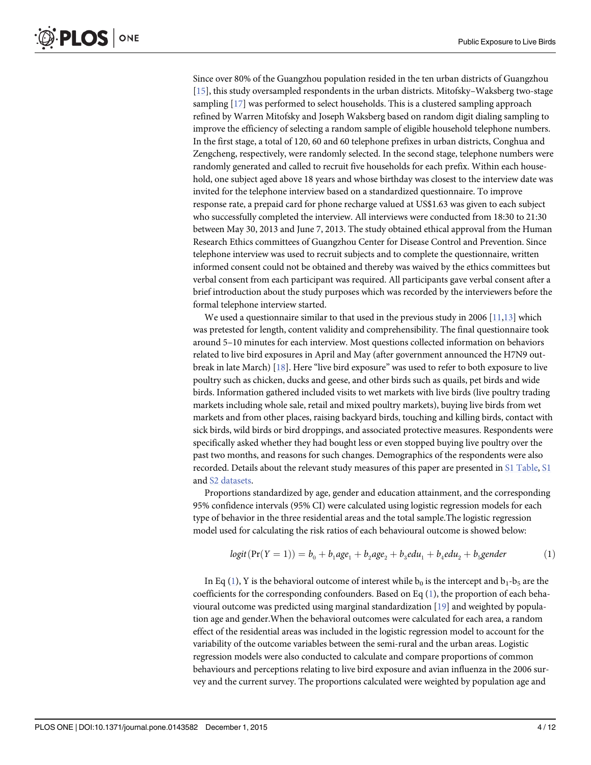Since over 80% of the Guangzhou population resided in the ten urban districts of Guangzhou [15], this study oversampled respondents in the urban districts. Mitofsky–Waksberg two-stage sampling [17] was performed to select households. This is a clustered sampling approach refined by Warren Mitofsky and Joseph Waksberg based on random digit dialing sampling to improve the efficiency of selecting a random sample of eligible household telephone numbers. In the first stage, a total of 120, 60 and 60 telephone prefixes in urban districts, Conghua and Zengcheng, respectively, were randomly selected. In the second stage, telephone numbers were randomly generated and called to recruit five households for each prefix. Within each household, one subject aged above 18 years and whose birthday was closest to the interview date was invited for the telephone interview based on a standardized questionnaire. To improve response rate, a prepaid card for phone recharge valued at US$1.63 was given to each subject who successfully completed the interview. All interviews were conducted from 18:30 to 21:30 between May 30, 2013 and June 7, 2013. The study obtained ethical approval from the Human Research Ethics committees of Guangzhou Center for Disease Control and Prevention. Since telephone interview was used to recruit subjects and to complete the questionnaire, written informed consent could not be obtained and thereby was waived by the ethics committees but verbal consent from each participant was required. All participants gave verbal consent after a brief introduction about the study purposes which was recorded by the interviewers before the formal telephone interview started.

We used a questionnaire similar to that used in the previous study in 2006 [11,13] which was pretested for length, content validity and comprehensibility. The final questionnaire took around 5–10 minutes for each interview. Most questions collected information on behaviors related to live bird exposures in April and May (after government announced the H7N9 outbreak in late March) [18]. Here "live bird exposure" was used to refer to both exposure to live poultry such as chicken, ducks and geese, and other birds such as quails, pet birds and wide birds. Information gathered included visits to wet markets with live birds (live poultry trading markets including whole sale, retail and mixed poultry markets), buying live birds from wet markets and from other places, raising backyard birds, touching and killing birds, contact with sick birds, wild birds or bird droppings, and associated protective measures. Respondents were specifically asked whether they had bought less or even stopped buying live poultry over the past two months, and reasons for such changes. Demographics of the respondents were also recorded. Details about the relevant study measures of this paper are presented in S1 Table, S1 and S2 datasets.

Proportions standardized by age, gender and education attainment, and the corresponding 95% confidence intervals (95% CI) were calculated using logistic regression models for each type of behavior in the three residential areas and the total sample.The logistic regression model used for calculating the risk ratios of each behavioural outcome is showed below:

$$logit(\Pr(Y = 1)) = b_0 + b_1 age_1 + b_2 age_2 + b_3 edu_1 + b_4 edu_2 + b_5 gender \quad (1)$$

In Eq (1), Y is the behavioral outcome of interest while $b_0$ is the intercept and $b_1$-$b_5$ are the coefficients for the corresponding confounders. Based on Eq (1), the proportion of each behavioural outcome was predicted using marginal standardization [19] and weighted by population age and gender.When the behavioral outcomes were calculated for each area, a random effect of the residential areas was included in the logistic regression model to account for the variability of the outcome variables between the semi-rural and the urban areas. Logistic regression models were also conducted to calculate and compare proportions of common behaviours and perceptions relating to live bird exposure and avian influenza in the 2006 survey and the current survey. The proportions calculated were weighted by population age and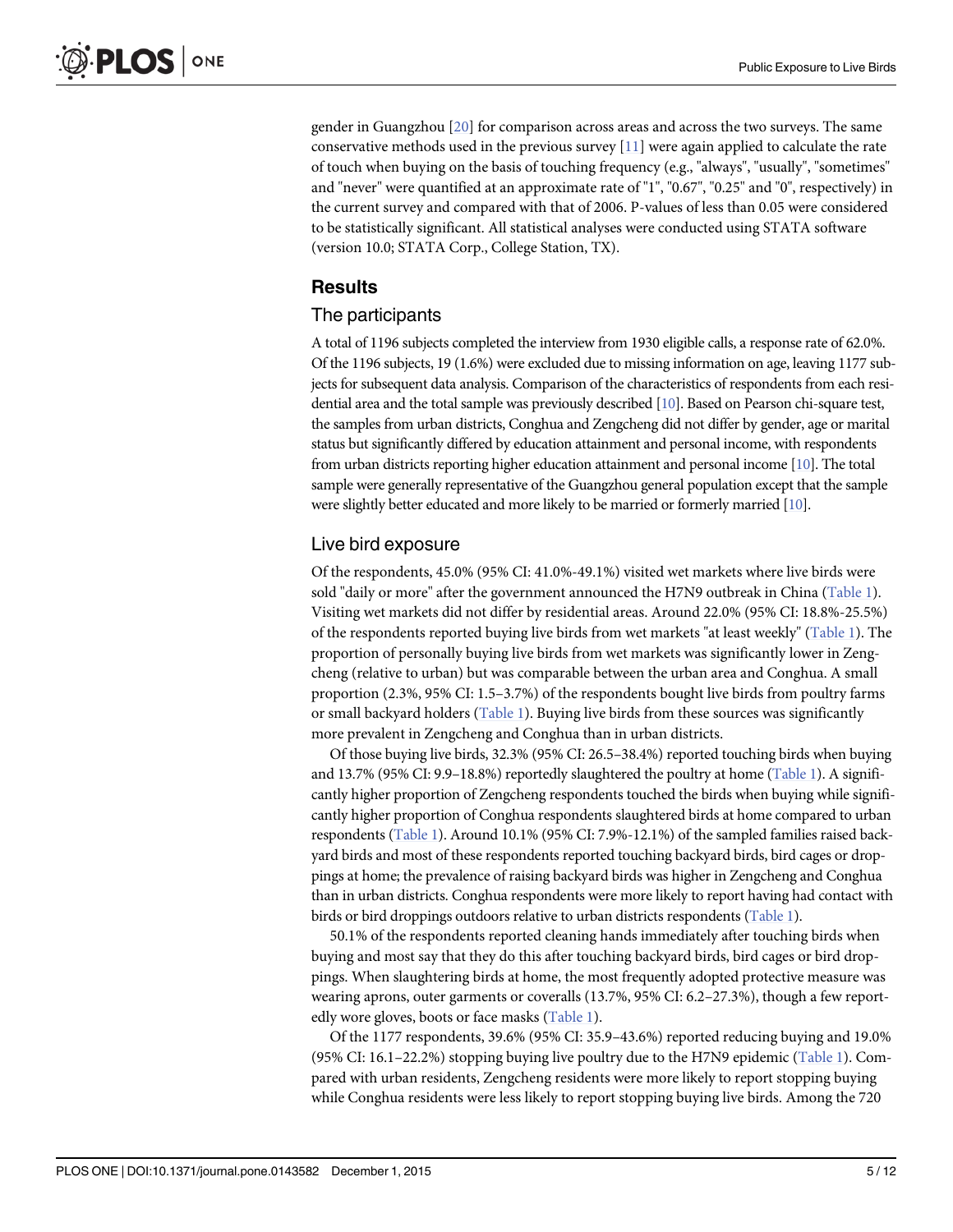gender in Guangzhou [20] for comparison across areas and across the two surveys. The same conservative methods used in the previous survey [11] were again applied to calculate the rate of touch when buying on the basis of touching frequency (e.g., "always", "usually", "sometimes" and "never" were quantified at an approximate rate of "1", "0.67", "0.25" and "0", respectively) in the current survey and compared with that of 2006. P-values of less than 0.05 were considered to be statistically significant. All statistical analyses were conducted using STATA software (version 10.0; STATA Corp., College Station, TX).

## Results

### The participants

A total of 1196 subjects completed the interview from 1930 eligible calls, a response rate of 62.0%. Of the 1196 subjects, 19 (1.6%) were excluded due to missing information on age, leaving 1177 subjects for subsequent data analysis. Comparison of the characteristics of respondents from each residential area and the total sample was previously described [10]. Based on Pearson chi-square test, the samples from urban districts, Conghua and Zengcheng did not differ by gender, age or marital status but significantly differed by education attainment and personal income, with respondents from urban districts reporting higher education attainment and personal income [10]. The total sample were generally representative of the Guangzhou general population except that the sample were slightly better educated and more likely to be married or formerly married [10].

### Live bird exposure

Of the respondents, 45.0% (95% CI: 41.0%-49.1%) visited wet markets where live birds were sold "daily or more" after the government announced the H7N9 outbreak in China (Table 1). Visiting wet markets did not differ by residential areas. Around 22.0% (95% CI: 18.8%-25.5%) of the respondents reported buying live birds from wet markets "at least weekly" (Table 1). The proportion of personally buying live birds from wet markets was significantly lower in Zengcheng (relative to urban) but was comparable between the urban area and Conghua. A small proportion (2.3%, 95% CI: 1.5–3.7%) of the respondents bought live birds from poultry farms or small backyard holders (Table 1). Buying live birds from these sources was significantly more prevalent in Zengcheng and Conghua than in urban districts.

Of those buying live birds, 32.3% (95% CI: 26.5–38.4%) reported touching birds when buying and 13.7% (95% CI: 9.9–18.8%) reportedly slaughtered the poultry at home (Table 1). A significantly higher proportion of Zengcheng respondents touched the birds when buying while significantly higher proportion of Conghua respondents slaughtered birds at home compared to urban respondents (Table 1). Around 10.1% (95% CI: 7.9%-12.1%) of the sampled families raised backyard birds and most of these respondents reported touching backyard birds, bird cages or droppings at home; the prevalence of raising backyard birds was higher in Zengcheng and Conghua than in urban districts. Conghua respondents were more likely to report having had contact with birds or bird droppings outdoors relative to urban districts respondents (Table 1).

50.1% of the respondents reported cleaning hands immediately after touching birds when buying and most say that they do this after touching backyard birds, bird cages or bird droppings. When slaughtering birds at home, the most frequently adopted protective measure was wearing aprons, outer garments or coveralls (13.7%, 95% CI: 6.2–27.3%), though a few reportedly wore gloves, boots or face masks (Table 1).

Of the 1177 respondents, 39.6% (95% CI: 35.9–43.6%) reported reducing buying and 19.0% (95% CI: 16.1–22.2%) stopping buying live poultry due to the H7N9 epidemic (Table 1). Compared with urban residents, Zengcheng residents were more likely to report stopping buying while Conghua residents were less likely to report stopping buying live birds. Among the 720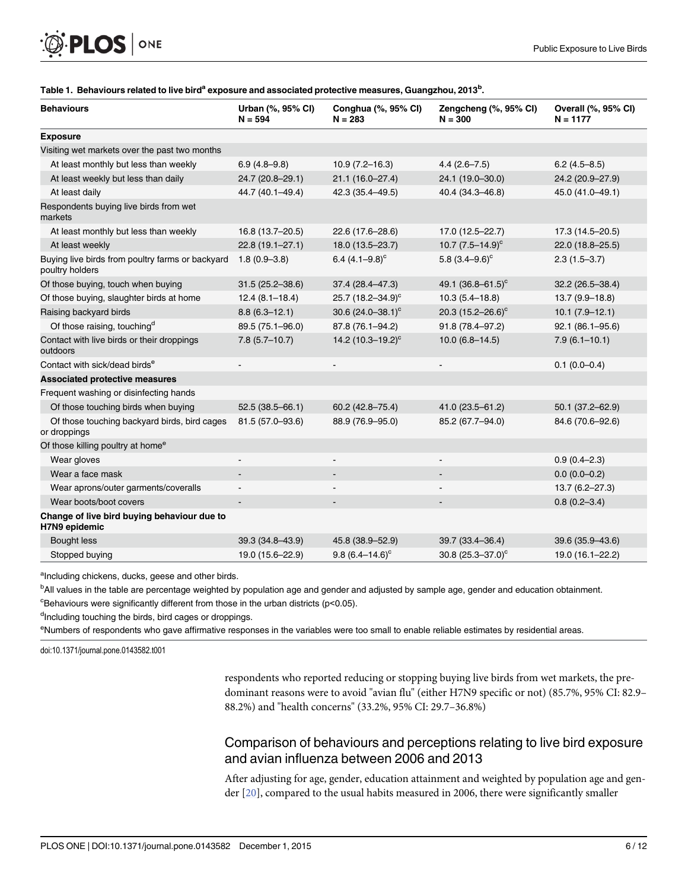**Table 1. Behaviours related to live bird[a] exposure and associated protective measures, Guangzhou, 2013[b].**

| Behaviours | Urban (%, 95% CI) N = 594 | Conghua (%, 95% CI) N = 283 | Zengcheng (%, 95% CI) N = 300 | Overall (%, 95% CI) N = 1177 |
|---|---|---|---|---|
| **Exposure** | | | | |
| Visiting wet markets over the past two months | | | | |
| At least monthly but less than weekly | 6.9 (4.8–9.8) | 10.9 (7.2–16.3) | 4.4 (2.6–7.5) | 6.2 (4.5–8.5) |
| At least weekly but less than daily | 24.7 (20.8–29.1) | 21.1 (16.0–27.4) | 24.1 (19.0–30.0) | 24.2 (20.9–27.9) |
| At least daily | 44.7 (40.1–49.4) | 42.3 (35.4–49.5) | 40.4 (34.3–46.8) | 45.0 (41.0–49.1) |
| Respondents buying live birds from wet markets | | | | |
| At least monthly but less than weekly | 16.8 (13.7–20.5) | 22.6 (17.6–28.6) | 17.0 (12.5–22.7) | 17.3 (14.5–20.5) |
| At least weekly | 22.8 (19.1–27.1) | 18.0 (13.5–23.7) | 10.7 (7.5–14.9)[c] | 22.0 (18.8–25.5) |
| Buying live birds from poultry farms or backyard poultry holders | 1.8 (0.9–3.8) | 6.4 (4.1–9.8)[c] | 5.8 (3.4–9.6)[c] | 2.3 (1.5–3.7) |
| Of those buying, touch when buying | 31.5 (25.2–38.6) | 37.4 (28.4–47.3) | 49.1 (36.8–61.5)[c] | 32.2 (26.5–38.4) |
| Of those buying, slaughter birds at home | 12.4 (8.1–18.4) | 25.7 (18.2–34.9)[c] | 10.3 (5.4–18.8) | 13.7 (9.9–18.8) |
| Raising backyard birds | 8.8 (6.3–12.1) | 30.6 (24.0–38.1)[c] | 20.3 (15.2–26.6)[c] | 10.1 (7.9–12.1) |
| Of those raising, touching[d] | 89.5 (75.1–96.0) | 87.8 (76.1–94.2) | 91.8 (78.4–97.2) | 92.1 (86.1–95.6) |
| Contact with live birds or their droppings outdoors | 7.8 (5.7–10.7) | 14.2 (10.3–19.2)[c] | 10.0 (6.8–14.5) | 7.9 (6.1–10.1) |
| Contact with sick/dead birds[e] | - | - | - | 0.1 (0.0–0.4) |
| **Associated protective measures** | | | | |
| Frequent washing or disinfecting hands | | | | |
| Of those touching birds when buying | 52.5 (38.5–66.1) | 60.2 (42.8–75.4) | 41.0 (23.5–61.2) | 50.1 (37.2–62.9) |
| Of those touching backyard birds, bird cages or droppings | 81.5 (57.0–93.6) | 88.9 (76.9–95.0) | 85.2 (67.7–94.0) | 84.6 (70.6–92.6) |
| Of those killing poultry at home[e] | | | | |
| Wear gloves | - | - | - | 0.9 (0.4–2.3) |
| Wear a face mask | - | - | - | 0.0 (0.0–0.2) |
| Wear aprons/outer garments/coveralls | - | - | - | 13.7 (6.2–27.3) |
| Wear boots/boot covers | - | - | - | 0.8 (0.2–3.4) |
| **Change of live bird buying behaviour due to H7N9 epidemic** | | | | |
| Bought less | 39.3 (34.8–43.9) | 45.8 (38.9–52.9) | 39.7 (33.4–36.4) | 39.6 (35.9–43.6) |
| Stopped buying | 19.0 (15.6–22.9) | 9.8 (6.4–14.6)[c] | 30.8 (25.3–37.0)[c] | 19.0 (16.1–22.2) |

[a]Including chickens, ducks, geese and other birds.

[b]All values in the table are percentage weighted by population age and gender and adjusted by sample age, gender and education obtainment.

[c]Behaviours were significantly different from those in the urban districts ($p<0.05$).

[d]Including touching the birds, bird cages or droppings.

[e]Numbers of respondents who gave affirmative responses in the variables were too small to enable reliable estimates by residential areas.

doi:10.1371/journal.pone.0143582.t001

respondents who reported reducing or stopping buying live birds from wet markets, the predominant reasons were to avoid "avian flu" (either H7N9 specific or not) (85.7%, 95% CI: 82.9–88.2%) and "health concerns" (33.2%, 95% CI: 29.7–36.8%)

## Comparison of behaviours and perceptions relating to live bird exposure and avian influenza between 2006 and 2013

After adjusting for age, gender, education attainment and weighted by population age and gender [20], compared to the usual habits measured in 2006, there were significantly smaller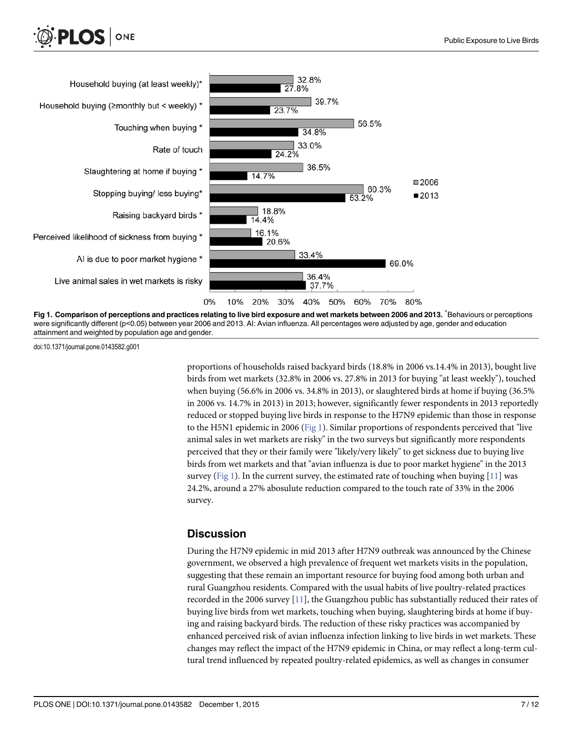Fig 1. Comparison of perceptions and practices relating to live bird exposure and wet markets between 2006 and 2013. *Behaviours or perceptions were significantly different (p<0.05) between year 2006 and 2013. AI: Avian influenza. All percentages were adjusted by age, gender and education attainment and weighted by population age and gender.

doi:10.1371/journal.pone.0143582.g001

proportions of households raised backyard birds (18.8% in 2006 vs.14.4% in 2013), bought live birds from wet markets (32.8% in 2006 vs. 27.8% in 2013 for buying "at least weekly"), touched when buying (56.6% in 2006 vs. 34.8% in 2013), or slaughtered birds at home if buying (36.5% in 2006 vs. 14.7% in 2013) in 2013; however, significantly fewer respondents in 2013 reportedly reduced or stopped buying live birds in response to the H7N9 epidemic than those in response to the H5N1 epidemic in 2006 (Fig 1). Similar proportions of respondents perceived that "live animal sales in wet markets are risky" in the two surveys but significantly more respondents perceived that they or their family were "likely/very likely" to get sickness due to buying live birds from wet markets and that "avian influenza is due to poor market hygiene" in the 2013 survey (Fig 1). In the current survey, the estimated rate of touching when buying [11] was 24.2%, around a 27% abosulute reduction compared to the touch rate of 33% in the 2006 survey.

## Discussion

During the H7N9 epidemic in mid 2013 after H7N9 outbreak was announced by the Chinese government, we observed a high prevalence of frequent wet markets visits in the population, suggesting that these remain an important resource for buying food among both urban and rural Guangzhou residents. Compared with the usual habits of live poultry-related practices recorded in the 2006 survey [11], the Guangzhou public has substantially reduced their rates of buying live birds from wet markets, touching when buying, slaughtering birds at home if buying and raising backyard birds. The reduction of these risky practices was accompanied by enhanced perceived risk of avian influenza infection linking to live birds in wet markets. These changes may reflect the impact of the H7N9 epidemic in China, or may reflect a long-term cultural trend influenced by repeated poultry-related epidemics, as well as changes in consumer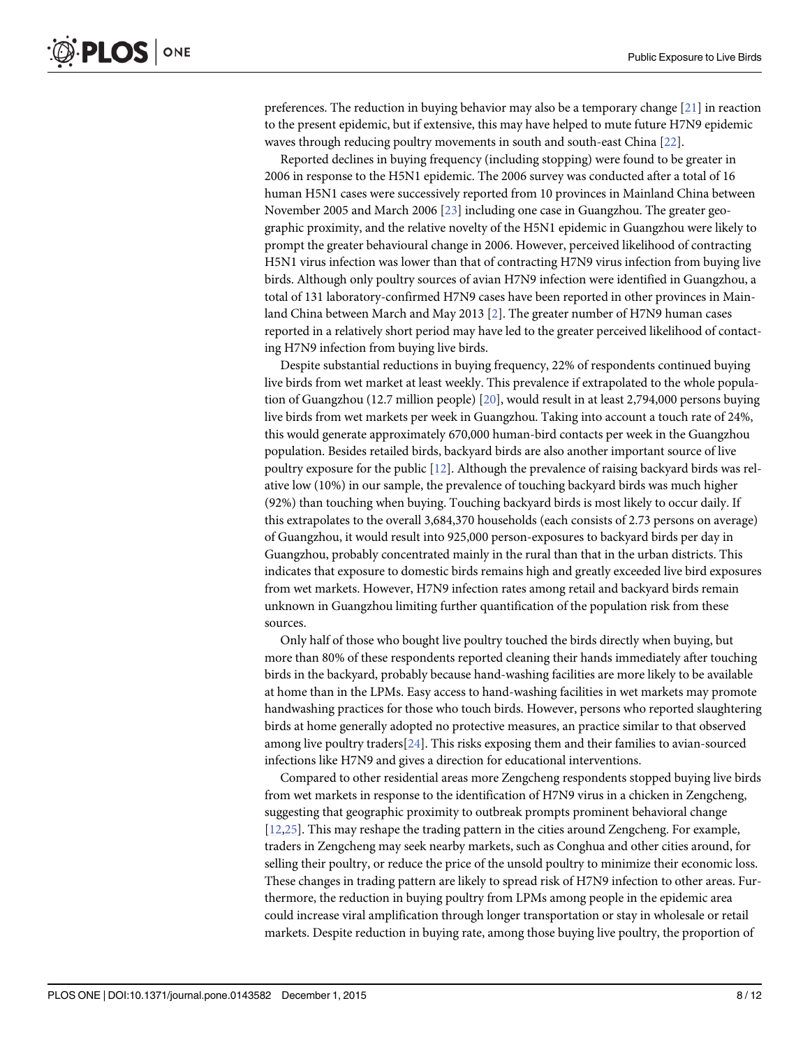preferences. The reduction in buying behavior may also be a temporary change [21] in reaction to the present epidemic, but if extensive, this may have helped to mute future H7N9 epidemic waves through reducing poultry movements in south and south-east China [22].

Reported declines in buying frequency (including stopping) were found to be greater in 2006 in response to the H5N1 epidemic. The 2006 survey was conducted after a total of 16 human H5N1 cases were successively reported from 10 provinces in Mainland China between November 2005 and March 2006 [23] including one case in Guangzhou. The greater geographic proximity, and the relative novelty of the H5N1 epidemic in Guangzhou were likely to prompt the greater behavioural change in 2006. However, perceived likelihood of contracting H5N1 virus infection was lower than that of contracting H7N9 virus infection from buying live birds. Although only poultry sources of avian H7N9 infection were identified in Guangzhou, a total of 131 laboratory-confirmed H7N9 cases have been reported in other provinces in Mainland China between March and May 2013 [2]. The greater number of H7N9 human cases reported in a relatively short period may have led to the greater perceived likelihood of contacting H7N9 infection from buying live birds.

Despite substantial reductions in buying frequency, 22% of respondents continued buying live birds from wet market at least weekly. This prevalence if extrapolated to the whole population of Guangzhou (12.7 million people) [20], would result in at least 2,794,000 persons buying live birds from wet markets per week in Guangzhou. Taking into account a touch rate of 24%, this would generate approximately 670,000 human-bird contacts per week in the Guangzhou population. Besides retailed birds, backyard birds are also another important source of live poultry exposure for the public [12]. Although the prevalence of raising backyard birds was relative low (10%) in our sample, the prevalence of touching backyard birds was much higher (92%) than touching when buying. Touching backyard birds is most likely to occur daily. If this extrapolates to the overall 3,684,370 households (each consists of 2.73 persons on average) of Guangzhou, it would result into 925,000 person-exposures to backyard birds per day in Guangzhou, probably concentrated mainly in the rural than that in the urban districts. This indicates that exposure to domestic birds remains high and greatly exceeded live bird exposures from wet markets. However, H7N9 infection rates among retail and backyard birds remain unknown in Guangzhou limiting further quantification of the population risk from these sources.

Only half of those who bought live poultry touched the birds directly when buying, but more than 80% of these respondents reported cleaning their hands immediately after touching birds in the backyard, probably because hand-washing facilities are more likely to be available at home than in the LPMs. Easy access to hand-washing facilities in wet markets may promote handwashing practices for those who touch birds. However, persons who reported slaughtering birds at home generally adopted no protective measures, an practice similar to that observed among live poultry traders[24]. This risks exposing them and their families to avian-sourced infections like H7N9 and gives a direction for educational interventions.

Compared to other residential areas more Zengcheng respondents stopped buying live birds from wet markets in response to the identification of H7N9 virus in a chicken in Zengcheng, suggesting that geographic proximity to outbreak prompts prominent behavioral change [12,25]. This may reshape the trading pattern in the cities around Zengcheng. For example, traders in Zengcheng may seek nearby markets, such as Conghua and other cities around, for selling their poultry, or reduce the price of the unsold poultry to minimize their economic loss. These changes in trading pattern are likely to spread risk of H7N9 infection to other areas. Furthermore, the reduction in buying poultry from LPMs among people in the epidemic area could increase viral amplification through longer transportation or stay in wholesale or retail markets. Despite reduction in buying rate, among those buying live poultry, the proportion of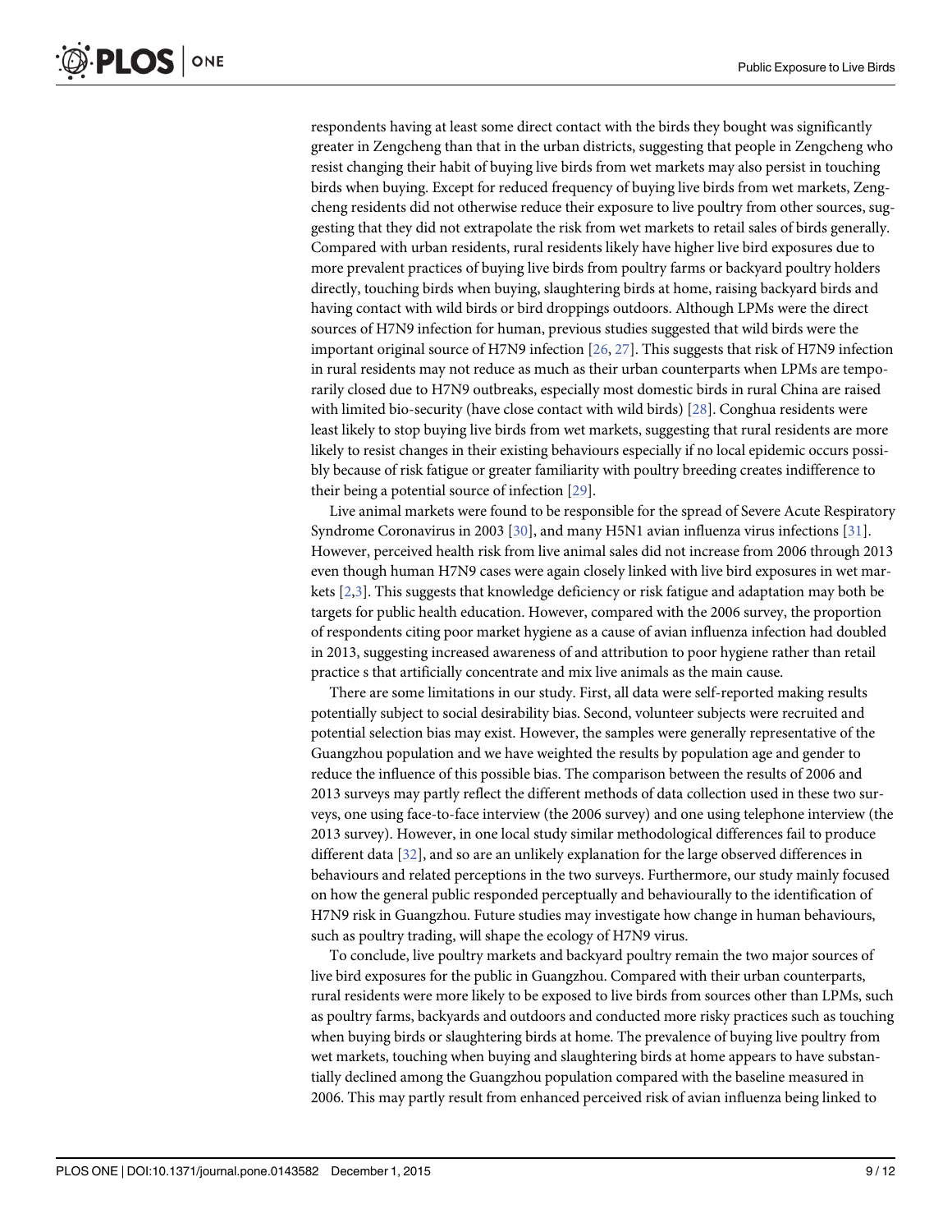respondents having at least some direct contact with the birds they bought was significantly greater in Zengcheng than that in the urban districts, suggesting that people in Zengcheng who resist changing their habit of buying live birds from wet markets may also persist in touching birds when buying. Except for reduced frequency of buying live birds from wet markets, Zengcheng residents did not otherwise reduce their exposure to live poultry from other sources, suggesting that they did not extrapolate the risk from wet markets to retail sales of birds generally. Compared with urban residents, rural residents likely have higher live bird exposures due to more prevalent practices of buying live birds from poultry farms or backyard poultry holders directly, touching birds when buying, slaughtering birds at home, raising backyard birds and having contact with wild birds or bird droppings outdoors. Although LPMs were the direct sources of H7N9 infection for human, previous studies suggested that wild birds were the important original source of H7N9 infection [26, 27]. This suggests that risk of H7N9 infection in rural residents may not reduce as much as their urban counterparts when LPMs are temporarily closed due to H7N9 outbreaks, especially most domestic birds in rural China are raised with limited bio-security (have close contact with wild birds) [28]. Conghua residents were least likely to stop buying live birds from wet markets, suggesting that rural residents are more likely to resist changes in their existing behaviours especially if no local epidemic occurs possibly because of risk fatigue or greater familiarity with poultry breeding creates indifference to their being a potential source of infection [29].

Live animal markets were found to be responsible for the spread of Severe Acute Respiratory Syndrome Coronavirus in 2003 [30], and many H5N1 avian influenza virus infections [31]. However, perceived health risk from live animal sales did not increase from 2006 through 2013 even though human H7N9 cases were again closely linked with live bird exposures in wet markets [2,3]. This suggests that knowledge deficiency or risk fatigue and adaptation may both be targets for public health education. However, compared with the 2006 survey, the proportion of respondents citing poor market hygiene as a cause of avian influenza infection had doubled in 2013, suggesting increased awareness of and attribution to poor hygiene rather than retail practice s that artificially concentrate and mix live animals as the main cause.

There are some limitations in our study. First, all data were self-reported making results potentially subject to social desirability bias. Second, volunteer subjects were recruited and potential selection bias may exist. However, the samples were generally representative of the Guangzhou population and we have weighted the results by population age and gender to reduce the influence of this possible bias. The comparison between the results of 2006 and 2013 surveys may partly reflect the different methods of data collection used in these two surveys, one using face-to-face interview (the 2006 survey) and one using telephone interview (the 2013 survey). However, in one local study similar methodological differences fail to produce different data [32], and so are an unlikely explanation for the large observed differences in behaviours and related perceptions in the two surveys. Furthermore, our study mainly focused on how the general public responded perceptually and behaviourally to the identification of H7N9 risk in Guangzhou. Future studies may investigate how change in human behaviours, such as poultry trading, will shape the ecology of H7N9 virus.

To conclude, live poultry markets and backyard poultry remain the two major sources of live bird exposures for the public in Guangzhou. Compared with their urban counterparts, rural residents were more likely to be exposed to live birds from sources other than LPMs, such as poultry farms, backyards and outdoors and conducted more risky practices such as touching when buying birds or slaughtering birds at home. The prevalence of buying live poultry from wet markets, touching when buying and slaughtering birds at home appears to have substantially declined among the Guangzhou population compared with the baseline measured in 2006. This may partly result from enhanced perceived risk of avian influenza being linked to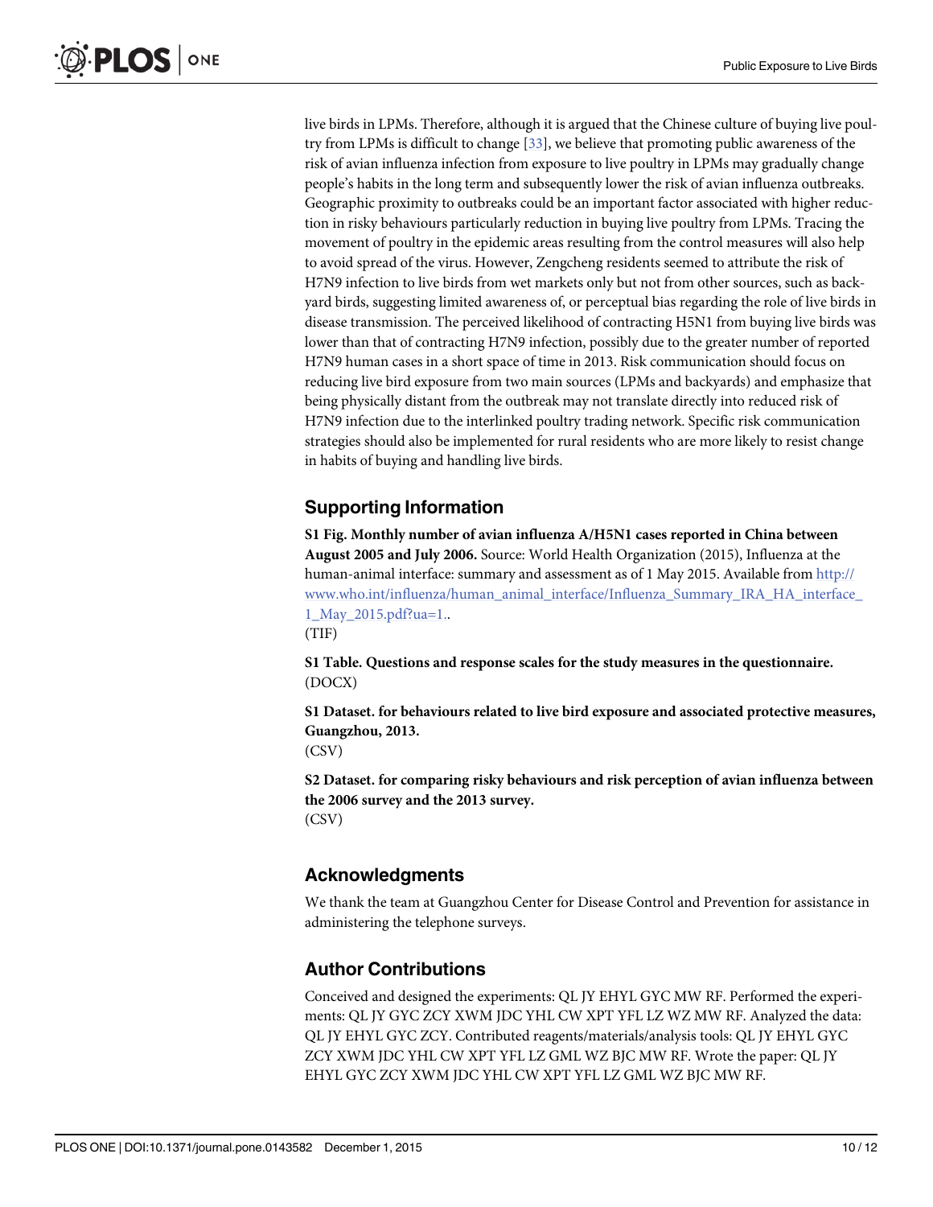live birds in LPMs. Therefore, although it is argued that the Chinese culture of buying live poultry from LPMs is difficult to change [33], we believe that promoting public awareness of the risk of avian influenza infection from exposure to live poultry in LPMs may gradually change people's habits in the long term and subsequently lower the risk of avian influenza outbreaks. Geographic proximity to outbreaks could be an important factor associated with higher reduction in risky behaviours particularly reduction in buying live poultry from LPMs. Tracing the movement of poultry in the epidemic areas resulting from the control measures will also help to avoid spread of the virus. However, Zengcheng residents seemed to attribute the risk of H7N9 infection to live birds from wet markets only but not from other sources, such as backyard birds, suggesting limited awareness of, or perceptual bias regarding the role of live birds in disease transmission. The perceived likelihood of contracting H5N1 from buying live birds was lower than that of contracting H7N9 infection, possibly due to the greater number of reported H7N9 human cases in a short space of time in 2013. Risk communication should focus on reducing live bird exposure from two main sources (LPMs and backyards) and emphasize that being physically distant from the outbreak may not translate directly into reduced risk of H7N9 infection due to the interlinked poultry trading network. Specific risk communication strategies should also be implemented for rural residents who are more likely to resist change in habits of buying and handling live birds.

## Supporting Information

**S1 Fig. Monthly number of avian influenza A/H5N1 cases reported in China between August 2005 and July 2006.** Source: World Health Organization (2015), Influenza at the human-animal interface: summary and assessment as of 1 May 2015. Available from http://www.who.int/influenza/human_animal_interface/Influenza_Summary_IRA_HA_interface_1_May_2015.pdf?ua=1..
(TIF)

**S1 Table. Questions and response scales for the study measures in the questionnaire.**
(DOCX)

**S1 Dataset. for behaviours related to live bird exposure and associated protective measures, Guangzhou, 2013.**
(CSV)

**S2 Dataset. for comparing risky behaviours and risk perception of avian influenza between the 2006 survey and the 2013 survey.**
(CSV)

## Acknowledgments

We thank the team at Guangzhou Center for Disease Control and Prevention for assistance in administering the telephone surveys.

## Author Contributions

Conceived and designed the experiments: QL JY EHYL GYC MW RF. Performed the experiments: QL JY GYC ZCY XWM JDC YHL CW XPT YFL LZ WZ MW RF. Analyzed the data: QL JY EHYL GYC ZCY. Contributed reagents/materials/analysis tools: QL JY EHYL GYC ZCY XWM JDC YHL CW XPT YFL LZ GML WZ BJC MW RF. Wrote the paper: QL JY EHYL GYC ZCY XWM JDC YHL CW XPT YFL LZ GML WZ BJC MW RF.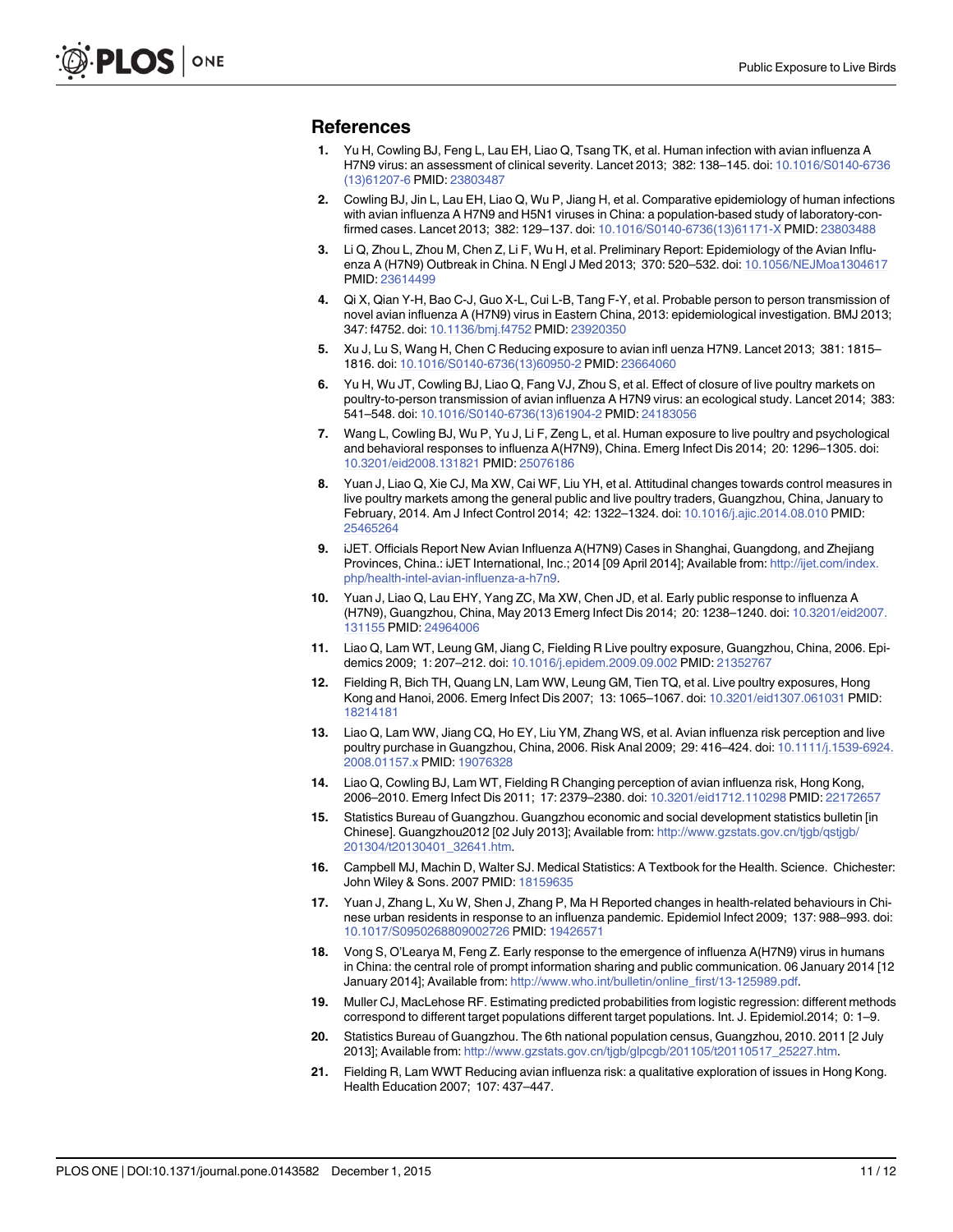## References

1. Yu H, Cowling BJ, Feng L, Lau EH, Liao Q, Tsang TK, et al. Human infection with avian influenza A H7N9 virus: an assessment of clinical severity. Lancet 2013; 382: 138–145. doi: 10.1016/S0140-6736(13)61207-6 PMID: 23803487
2. Cowling BJ, Jin L, Lau EH, Liao Q, Wu P, Jiang H, et al. Comparative epidemiology of human infections with avian influenza A H7N9 and H5N1 viruses in China: a population-based study of laboratory-confirmed cases. Lancet 2013; 382: 129–137. doi: 10.1016/S0140-6736(13)61171-X PMID: 23803488
3. Li Q, Zhou L, Zhou M, Chen Z, Li F, Wu H, et al. Preliminary Report: Epidemiology of the Avian Influenza A (H7N9) Outbreak in China. N Engl J Med 2013; 370: 520–532. doi: 10.1056/NEJMoa1304617 PMID: 23614499
4. Qi X, Qian Y-H, Bao C-J, Guo X-L, Cui L-B, Tang F-Y, et al. Probable person to person transmission of novel avian influenza A (H7N9) virus in Eastern China, 2013: epidemiological investigation. BMJ 2013; 347: f4752. doi: 10.1136/bmj.f4752 PMID: 23920350
5. Xu J, Lu S, Wang H, Chen C Reducing exposure to avian infl uenza H7N9. Lancet 2013; 381: 1815–1816. doi: 10.1016/S0140-6736(13)60950-2 PMID: 23664060
6. Yu H, Wu JT, Cowling BJ, Liao Q, Fang VJ, Zhou S, et al. Effect of closure of live poultry markets on poultry-to-person transmission of avian influenza A H7N9 virus: an ecological study. Lancet 2014; 383: 541–548. doi: 10.1016/S0140-6736(13)61904-2 PMID: 24183056
7. Wang L, Cowling BJ, Wu P, Yu J, Li F, Zeng L, et al. Human exposure to live poultry and psychological and behavioral responses to influenza A(H7N9), China. Emerg Infect Dis 2014; 20: 1296–1305. doi: 10.3201/eid2008.131821 PMID: 25076186
8. Yuan J, Liao Q, Xie CJ, Ma XW, Cai WF, Liu YH, et al. Attitudinal changes towards control measures in live poultry markets among the general public and live poultry traders, Guangzhou, China, January to February, 2014. Am J Infect Control 2014; 42: 1322–1324. doi: 10.1016/j.ajic.2014.08.010 PMID: 25465264
9. iJET. Officials Report New Avian Influenza A(H7N9) Cases in Shanghai, Guangdong, and Zhejiang Provinces, China.: iJET International, Inc.; 2014 [09 April 2014]; Available from: http://ijet.com/index.php/health-intel-avian-influenza-a-h7n9.
10. Yuan J, Liao Q, Lau EHY, Yang ZC, Ma XW, Chen JD, et al. Early public response to influenza A (H7N9), Guangzhou, China, May 2013 Emerg Infect Dis 2014; 20: 1238–1240. doi: 10.3201/eid2007.131155 PMID: 24964006
11. Liao Q, Lam WT, Leung GM, Jiang C, Fielding R Live poultry exposure, Guangzhou, China, 2006. Epidemics 2009; 1: 207–212. doi: 10.1016/j.epidem.2009.09.002 PMID: 21352767
12. Fielding R, Bich TH, Quang LN, Lam WW, Leung GM, Tien TQ, et al. Live poultry exposures, Hong Kong and Hanoi, 2006. Emerg Infect Dis 2007; 13: 1065–1067. doi: 10.3201/eid1307.061031 PMID: 18214181
13. Liao Q, Lam WW, Jiang CQ, Ho EY, Liu YM, Zhang WS, et al. Avian influenza risk perception and live poultry purchase in Guangzhou, China, 2006. Risk Anal 2009; 29: 416–424. doi: 10.1111/j.1539-6924.2008.01157.x PMID: 19076328
14. Liao Q, Cowling BJ, Lam WT, Fielding R Changing perception of avian influenza risk, Hong Kong, 2006–2010. Emerg Infect Dis 2011; 17: 2379–2380. doi: 10.3201/eid1712.110298 PMID: 22172657
15. Statistics Bureau of Guangzhou. Guangzhou economic and social development statistics bulletin [in Chinese]. Guangzhou2012 [02 July 2013]; Available from: http://www.gzstats.gov.cn/tjgb/qstjgb/201304/t20130401_32641.htm.
16. Campbell MJ, Machin D, Walter SJ. Medical Statistics: A Textbook for the Health. Science. Chichester: John Wiley & Sons. 2007 PMID: 18159635
17. Yuan J, Zhang L, Xu W, Shen J, Zhang P, Ma H Reported changes in health-related behaviours in Chinese urban residents in response to an influenza pandemic. Epidemiol Infect 2009; 137: 988–993. doi: 10.1017/S0950268809002726 PMID: 19426571
18. Vong S, O'Learya M, Feng Z. Early response to the emergence of influenza A(H7N9) virus in humans in China: the central role of prompt information sharing and public communication. 06 January 2014 [12 January 2014]; Available from: http://www.who.int/bulletin/online_first/13-125989.pdf.
19. Muller CJ, MacLehose RF. Estimating predicted probabilities from logistic regression: different methods correspond to different target populations different target populations. Int. J. Epidemiol.2014; 0: 1–9.
20. Statistics Bureau of Guangzhou. The 6th national population census, Guangzhou, 2010. 2011 [2 July 2013]; Available from: http://www.gzstats.gov.cn/tjgb/glpcgb/201105/t20110517_25227.htm.
21. Fielding R, Lam WWT Reducing avian influenza risk: a qualitative exploration of issues in Hong Kong. Health Education 2007; 107: 437–447.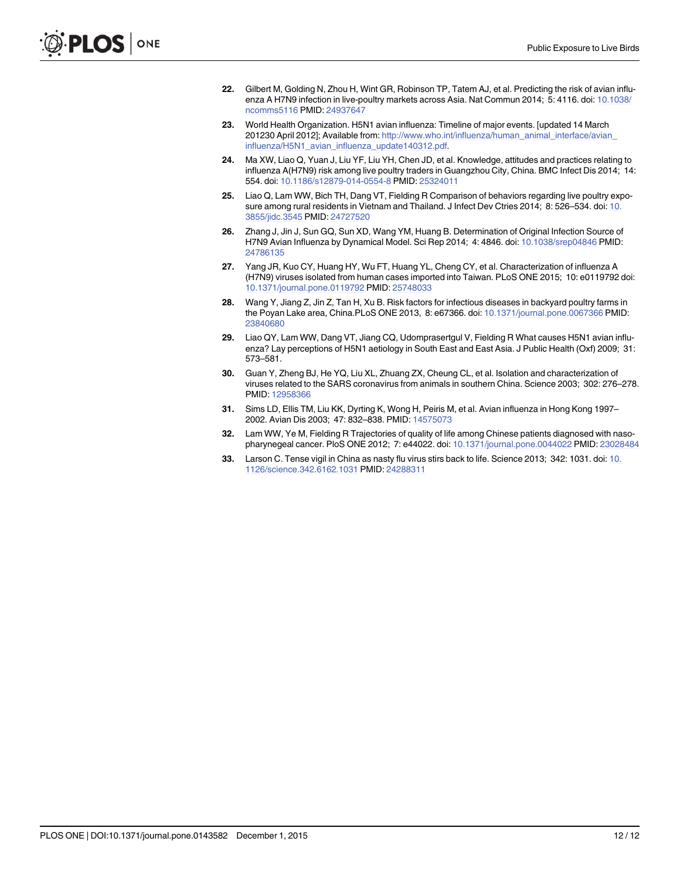22. Gilbert M, Golding N, Zhou H, Wint GR, Robinson TP, Tatem AJ, et al. Predicting the risk of avian influenza A H7N9 infection in live-poultry markets across Asia. Nat Commun 2014; 5: 4116. doi: 10.1038/ncomms5116 PMID: 24937647

23. World Health Organization. H5N1 avian influenza: Timeline of major events. [updated 14 March 201230 April 2012]; Available from: http://www.who.int/influenza/human_animal_interface/avian_influenza/H5N1_avian_influenza_update140312.pdf.

24. Ma XW, Liao Q, Yuan J, Liu YF, Liu YH, Chen JD, et al. Knowledge, attitudes and practices relating to influenza A(H7N9) risk among live poultry traders in Guangzhou City, China. BMC Infect Dis 2014; 14: 554. doi: 10.1186/s12879-014-0554-8 PMID: 25324011

25. Liao Q, Lam WW, Bich TH, Dang VT, Fielding R Comparison of behaviors regarding live poultry exposure among rural residents in Vietnam and Thailand. J Infect Dev Ctries 2014; 8: 526–534. doi: 10.3855/jidc.3545 PMID: 24727520

26. Zhang J, Jin J, Sun GQ, Sun XD, Wang YM, Huang B. Determination of Original Infection Source of H7N9 Avian Influenza by Dynamical Model. Sci Rep 2014; 4: 4846. doi: 10.1038/srep04846 PMID: 24786135

27. Yang JR, Kuo CY, Huang HY, Wu FT, Huang YL, Cheng CY, et al. Characterization of influenza A (H7N9) viruses isolated from human cases imported into Taiwan. PLoS ONE 2015; 10: e0119792 doi: 10.1371/journal.pone.0119792 PMID: 25748033

28. Wang Y, Jiang Z, Jin Z, Tan H, Xu B. Risk factors for infectious diseases in backyard poultry farms in the Poyan Lake area, China.PLoS ONE 2013, 8: e67366. doi: 10.1371/journal.pone.0067366 PMID: 23840680

29. Liao QY, Lam WW, Dang VT, Jiang CQ, Udomprasertgul V, Fielding R What causes H5N1 avian influenza? Lay perceptions of H5N1 aetiology in South East and East Asia. J Public Health (Oxf) 2009; 31: 573–581.

30. Guan Y, Zheng BJ, He YQ, Liu XL, Zhuang ZX, Cheung CL, et al. Isolation and characterization of viruses related to the SARS coronavirus from animals in southern China. Science 2003; 302: 276–278. PMID: 12958366

31. Sims LD, Ellis TM, Liu KK, Dyrting K, Wong H, Peiris M, et al. Avian influenza in Hong Kong 1997–2002. Avian Dis 2003; 47: 832–838. PMID: 14575073

32. Lam WW, Ye M, Fielding R Trajectories of quality of life among Chinese patients diagnosed with nasopharynegeal cancer. PloS ONE 2012; 7: e44022. doi: 10.1371/journal.pone.0044022 PMID: 23028484

33. Larson C. Tense vigil in China as nasty flu virus stirs back to life. Science 2013; 342: 1031. doi: 10.1126/science.342.6162.1031 PMID: 24288311